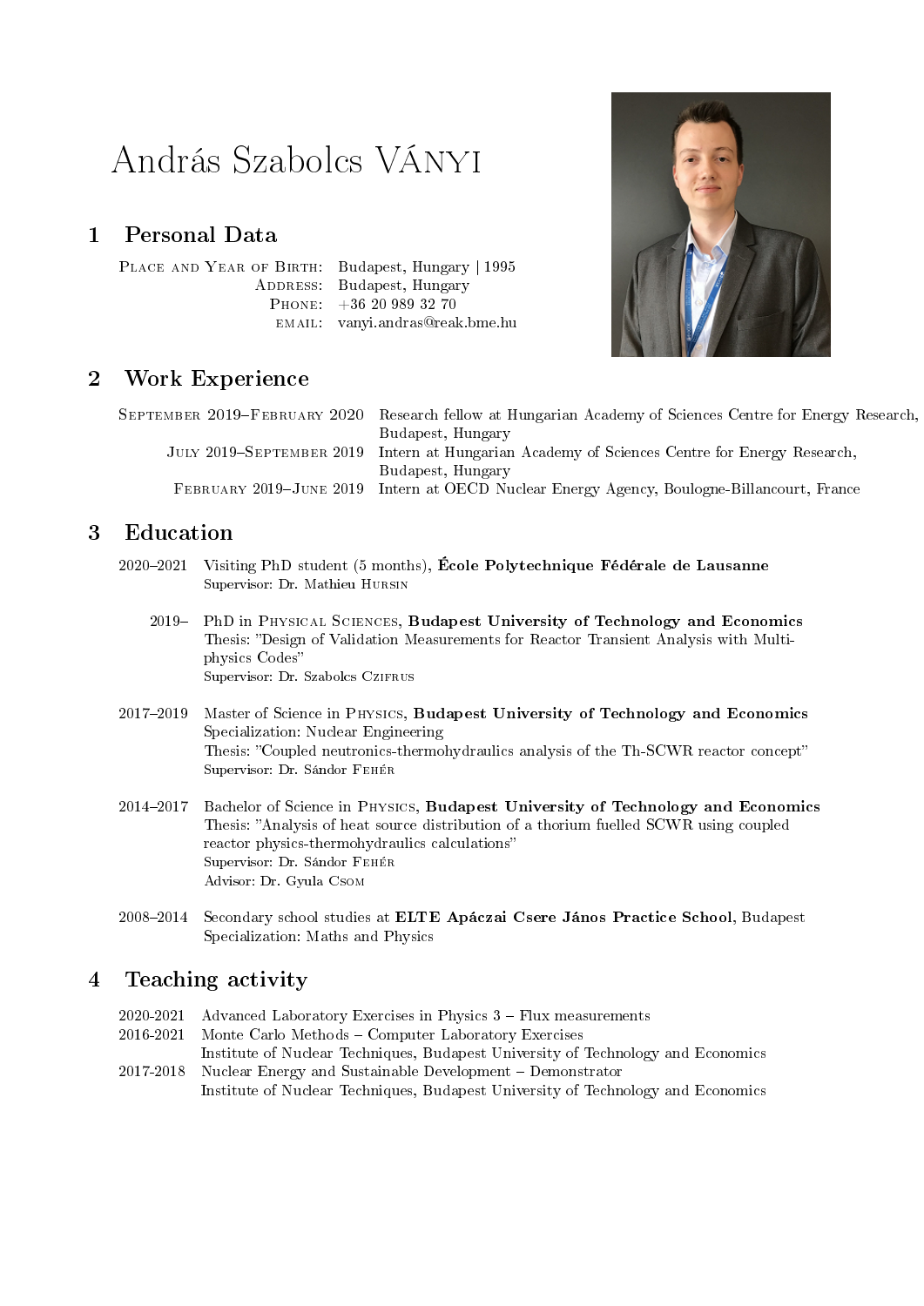# András Szabolcs VÁNYI

## 1 Personal Data

| | |
|---|---|
| Place and Year of Birth: | Budapest, Hungary \| 1995 |
| Address: | Budapest, Hungary |
| Phone: | +36 20 989 32 70 |
| email: | vanyi.andras@reak.bme.hu |

## 2 Work Experience

| | |
|---|---|
| September 2019–February 2020 | Research fellow at Hungarian Academy of Sciences Centre for Energy Research, Budapest, Hungary |
| July 2019–September 2019 | Intern at Hungarian Academy of Sciences Centre for Energy Research, Budapest, Hungary |
| February 2019–June 2019 | Intern at OECD Nuclear Energy Agency, Boulogne-Billancourt, France |

## 3 Education

**2020–2021** Visiting PhD student (5 months), **École Polytechnique Fédérale de Lausanne**
Supervisor: Dr. Mathieu Hursin

**2019–** PhD in Physical Sciences, **Budapest University of Technology and Economics**
Thesis: "Design of Validation Measurements for Reactor Transient Analysis with Multi-physics Codes"
Supervisor: Dr. Szabolcs Czifrus

**2017–2019** Master of Science in Physics, **Budapest University of Technology and Economics**
Specialization: Nuclear Engineering
Thesis: "Coupled neutronics-thermohydraulics analysis of the Th-SCWR reactor concept"
Supervisor: Dr. Sándor Fehér

**2014–2017** Bachelor of Science in Physics, **Budapest University of Technology and Economics**
Thesis: "Analysis of heat source distribution of a thorium fuelled SCWR using coupled reactor physics-thermohydraulics calculations"
Supervisor: Dr. Sándor Fehér
Advisor: Dr. Gyula Csom

**2008–2014** Secondary school studies at **ELTE Apáczai Csere János Practice School**, Budapest
Specialization: Maths and Physics

## 4 Teaching activity

| | |
|---|---|
| 2020-2021 | Advanced Laboratory Exercises in Physics 3 – Flux measurements |
| 2016-2021 | Monte Carlo Methods – Computer Laboratory Exercises<br>Institute of Nuclear Techniques, Budapest University of Technology and Economics |
| 2017-2018 | Nuclear Energy and Sustainable Development – Demonstrator<br>Institute of Nuclear Techniques, Budapest University of Technology and Economics |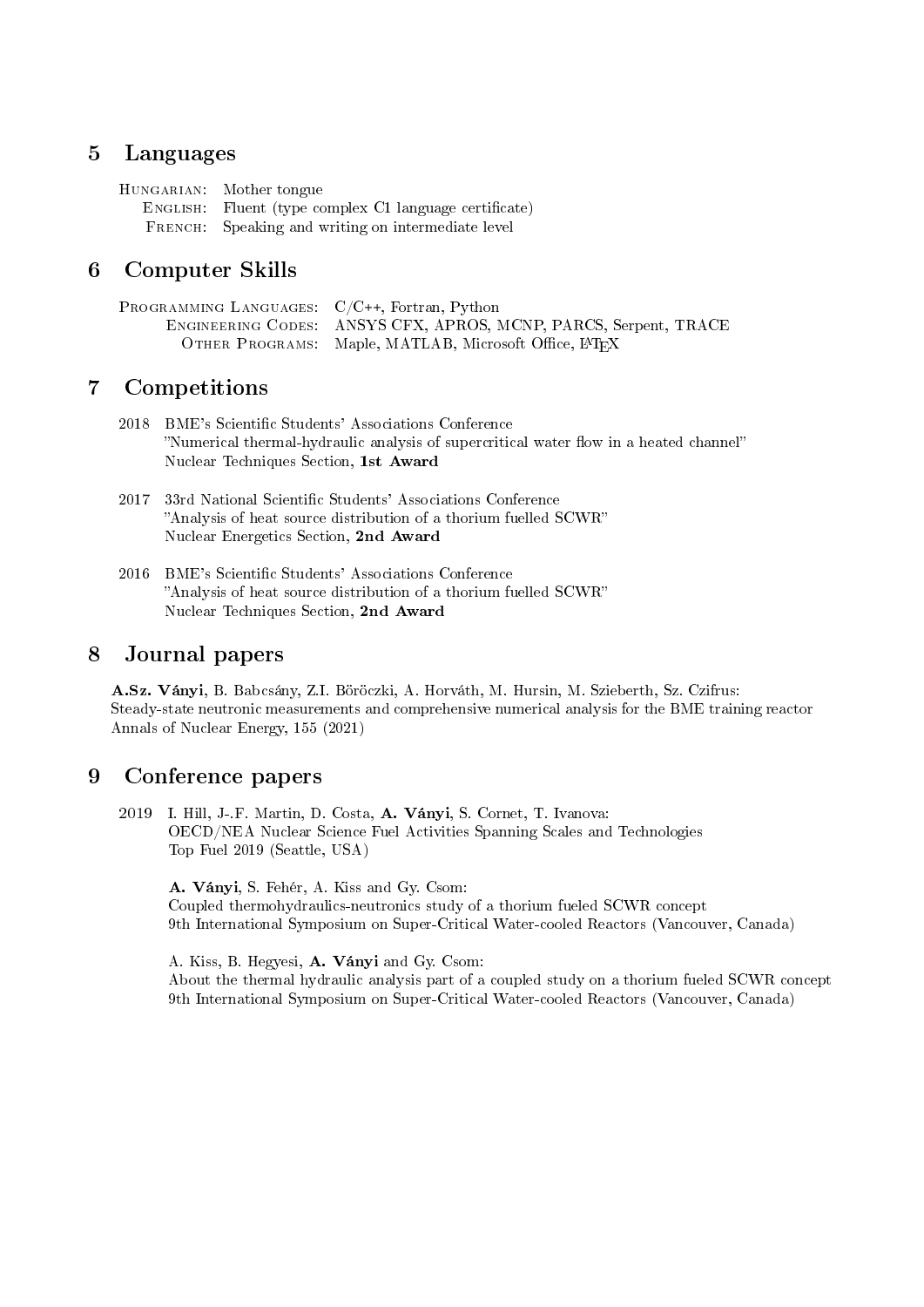## 5 Languages

Hungarian: Mother tongue
English: Fluent (type complex C1 language certificate)
French: Speaking and writing on intermediate level

## 6 Computer Skills

Programming Languages: C/C++, Fortran, Python
Engineering Codes: ANSYS CFX, APROS, MCNP, PARCS, Serpent, TRACE
Other Programs: Maple, MATLAB, Microsoft Office, LaTeX

## 7 Competitions

2018 BME's Scientific Students' Associations Conference
"Numerical thermal-hydraulic analysis of supercritical water flow in a heated channel"
Nuclear Techniques Section, **1st Award**

2017 33rd National Scientific Students' Associations Conference
"Analysis of heat source distribution of a thorium fuelled SCWR"
Nuclear Energetics Section, **2nd Award**

2016 BME's Scientific Students' Associations Conference
"Analysis of heat source distribution of a thorium fuelled SCWR"
Nuclear Techniques Section, **2nd Award**

## 8 Journal papers

**A.Sz. Ványi**, B. Babcsány, Z.I. Böröczki, A. Horváth, M. Hursin, M. Szieberth, Sz. Czifrus:
Steady-state neutronic measurements and comprehensive numerical analysis for the BME training reactor
Annals of Nuclear Energy, 155 (2021)

## 9 Conference papers

2019 I. Hill, J-.F. Martin, D. Costa, **A. Ványi**, S. Cornet, T. Ivanova:
OECD/NEA Nuclear Science Fuel Activities Spanning Scales and Technologies
Top Fuel 2019 (Seattle, USA)

**A. Ványi**, S. Fehér, A. Kiss and Gy. Csom:
Coupled thermohydraulics-neutronics study of a thorium fueled SCWR concept
9th International Symposium on Super-Critical Water-cooled Reactors (Vancouver, Canada)

A. Kiss, B. Hegyesi, **A. Ványi** and Gy. Csom:
About the thermal hydraulic analysis part of a coupled study on a thorium fueled SCWR concept
9th International Symposium on Super-Critical Water-cooled Reactors (Vancouver, Canada)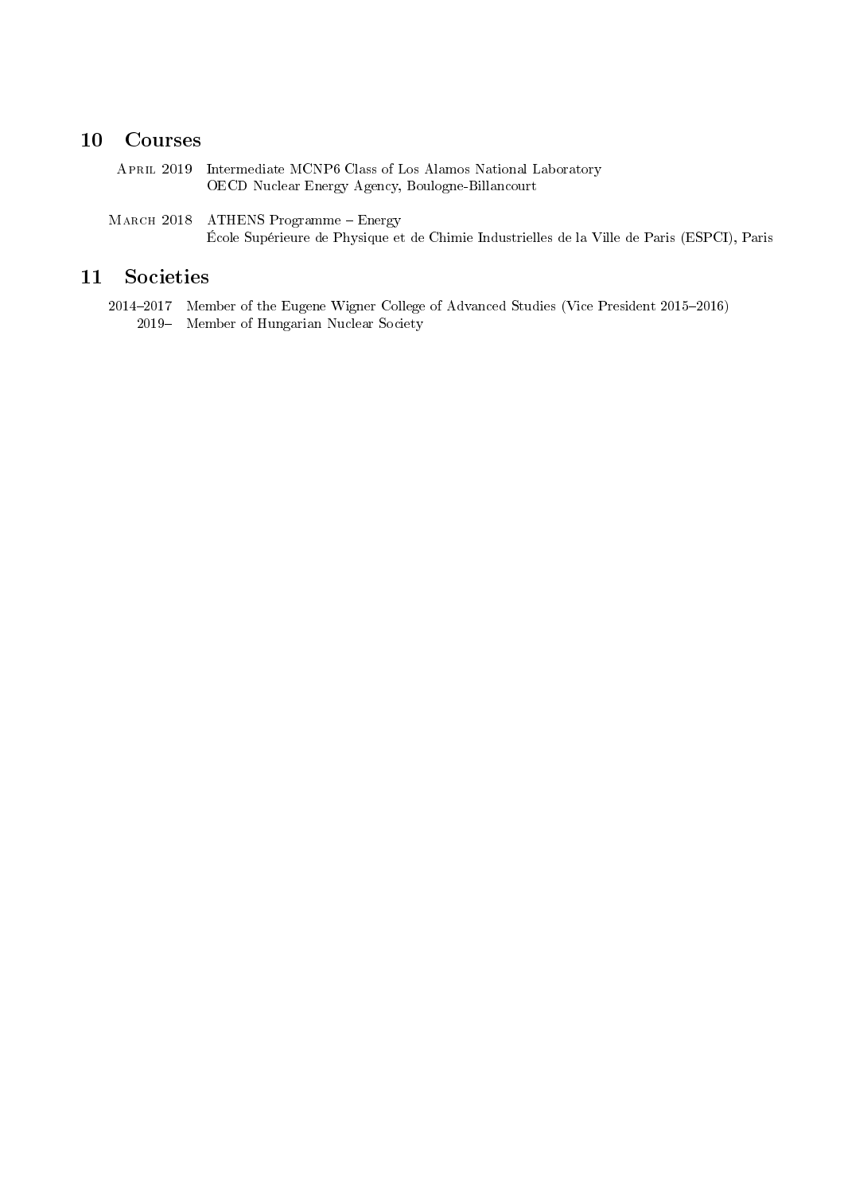## 10 Courses

April 2019 Intermediate MCNP6 Class of Los Alamos National Laboratory
OECD Nuclear Energy Agency, Boulogne-Billancourt

March 2018 ATHENS Programme – Energy
École Supérieure de Physique et de Chimie Industrielles de la Ville de Paris (ESPCI), Paris

## 11 Societies

2014–2017 Member of the Eugene Wigner College of Advanced Studies (Vice President 2015–2016)
2019– Member of Hungarian Nuclear Society